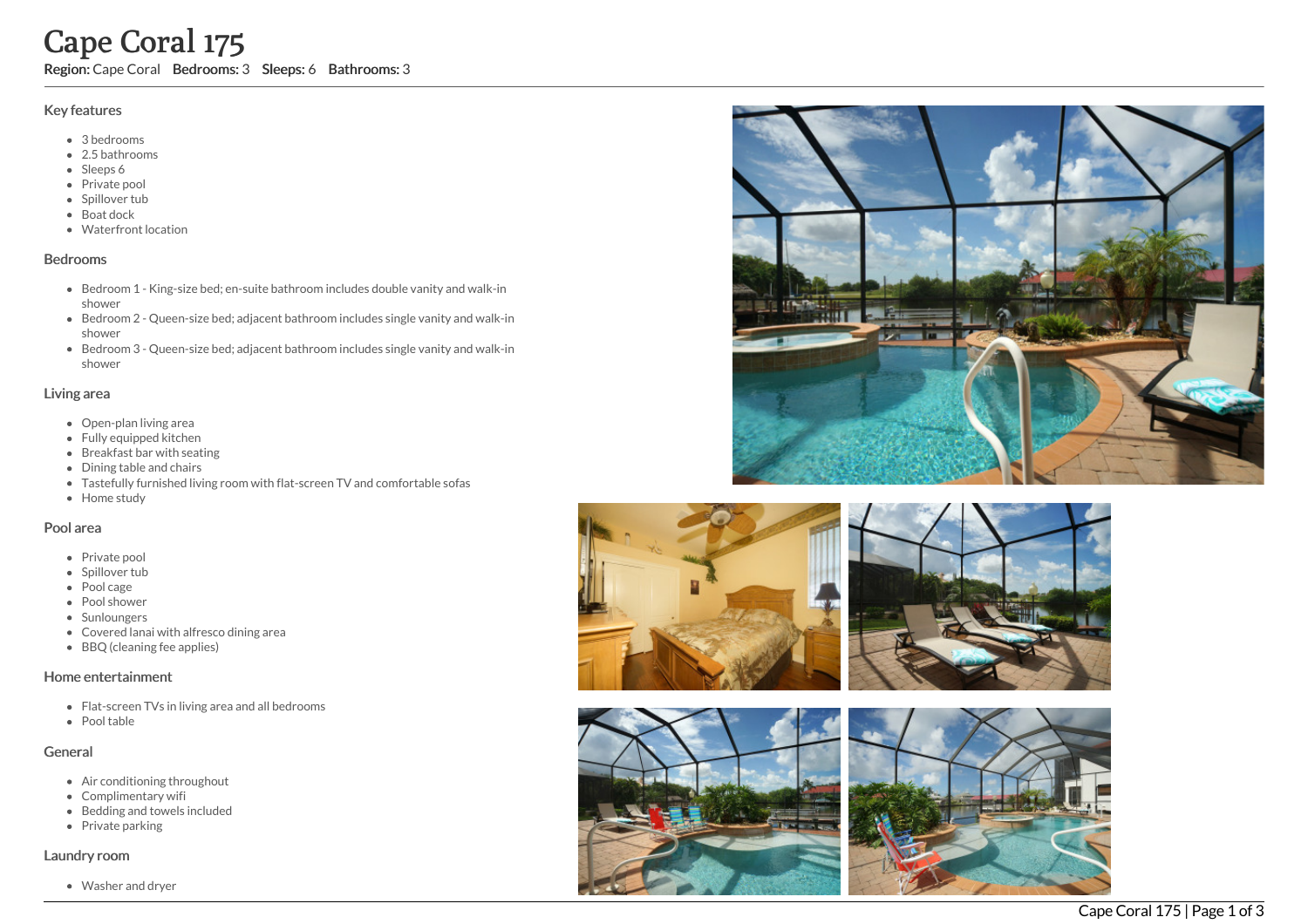# Cape Coral 175

**Region:** Cape Coral **Bedrooms:** 3 **Sleeps:** 6 **Bathrooms:** 3

## Key features

- 3 bedrooms
- 2.5 bathrooms
- Sleeps 6
- Private pool
- Spillover tub
- Boat dock
- Waterfront location

## Bedrooms

- Bedroom 1 - King-size bed; en-suite bathroom includes double vanity and walk-in shower
- Bedroom 2 - Queen-size bed; adjacent bathroom includes single vanity and walk-in shower
- Bedroom 3 - Queen-size bed; adjacent bathroom includes single vanity and walk-in shower

## Living area

- Open-plan living area
- Fully equipped kitchen
- Breakfast bar with seating
- Dining table and chairs
- Tastefully furnished living room with flat-screen TV and comfortable sofas
- Home study

## Pool area

- Private pool
- Spillover tub
- Pool cage
- Pool shower
- Sunloungers
- Covered lanai with alfresco dining area
- BBQ (cleaning fee applies)

## Home entertainment

- Flat-screen TVs in living area and all bedrooms
- Pool table

## General

- Air conditioning throughout
- Complimentary wifi
- Bedding and towels included
- Private parking

## Laundry room

- Washer and dryer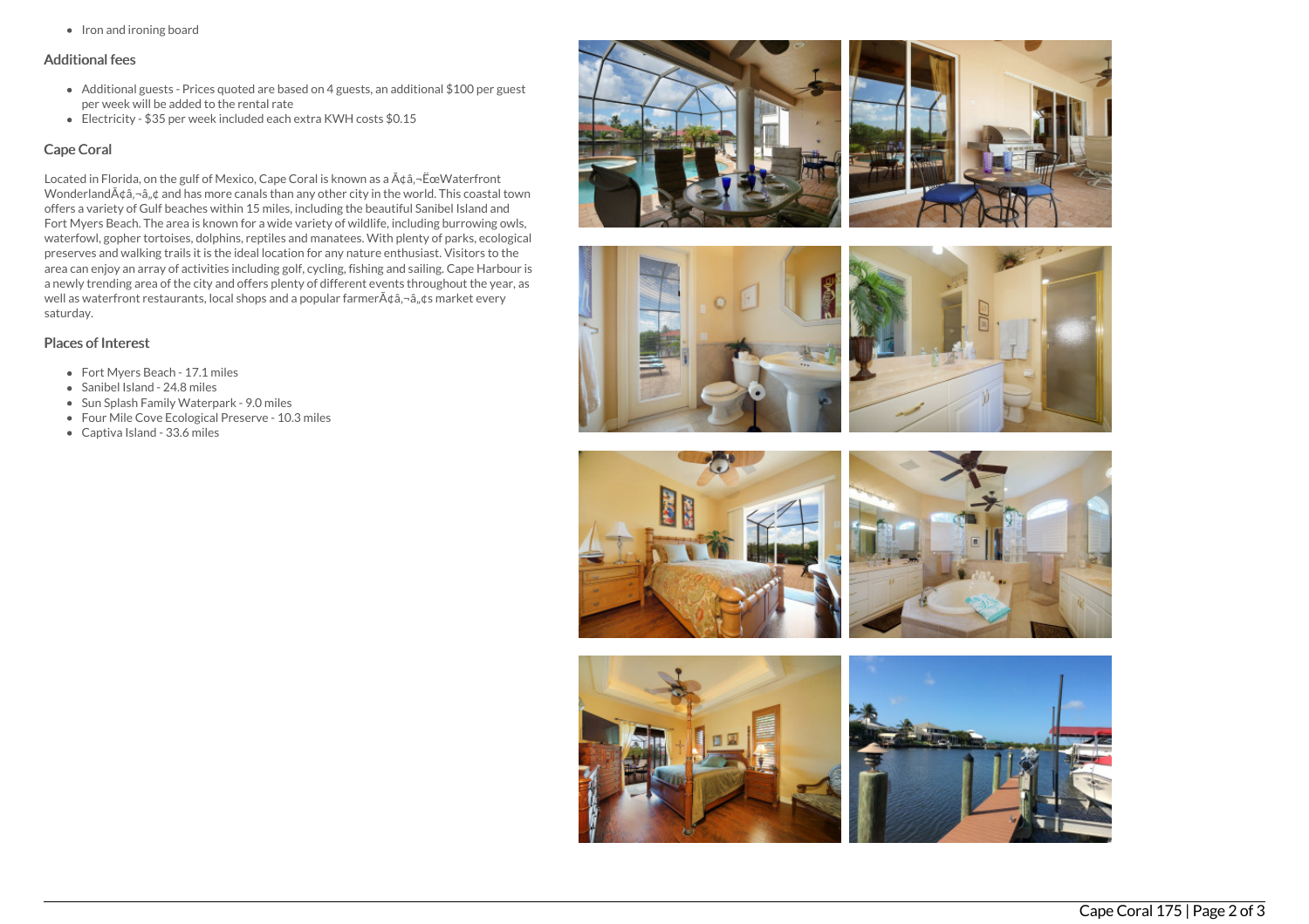- Iron and ironing board

## Additional fees

- Additional guests - Prices quoted are based on 4 guests, an additional $100 per guest per week will be added to the rental rate
- Electricity - $35 per week included each extra KWH costs $0.15

## Cape Coral

Located in Florida, on the gulf of Mexico, Cape Coral is known as a Ã¢â‚¬ÐœWaterfront WonderlandÃ¢â‚¬â„¢ and has more canals than any other city in the world. This coastal town offers a variety of Gulf beaches within 15 miles, including the beautiful Sanibel Island and Fort Myers Beach. The area is known for a wide variety of wildlife, including burrowing owls, waterfowl, gopher tortoises, dolphins, reptiles and manatees. With plenty of parks, ecological preserves and walking trails it is the ideal location for any nature enthusiast. Visitors to the area can enjoy an array of activities including golf, cycling, fishing and sailing. Cape Harbour is a newly trending area of the city and offers plenty of different events throughout the year, as well as waterfront restaurants, local shops and a popular farmerÃ¢â‚¬â„¢s market every saturday.

## Places of Interest

- Fort Myers Beach - 17.1 miles
- Sanibel Island - 24.8 miles
- Sun Splash Family Waterpark - 9.0 miles
- Four Mile Cove Ecological Preserve - 10.3 miles
- Captiva Island - 33.6 miles